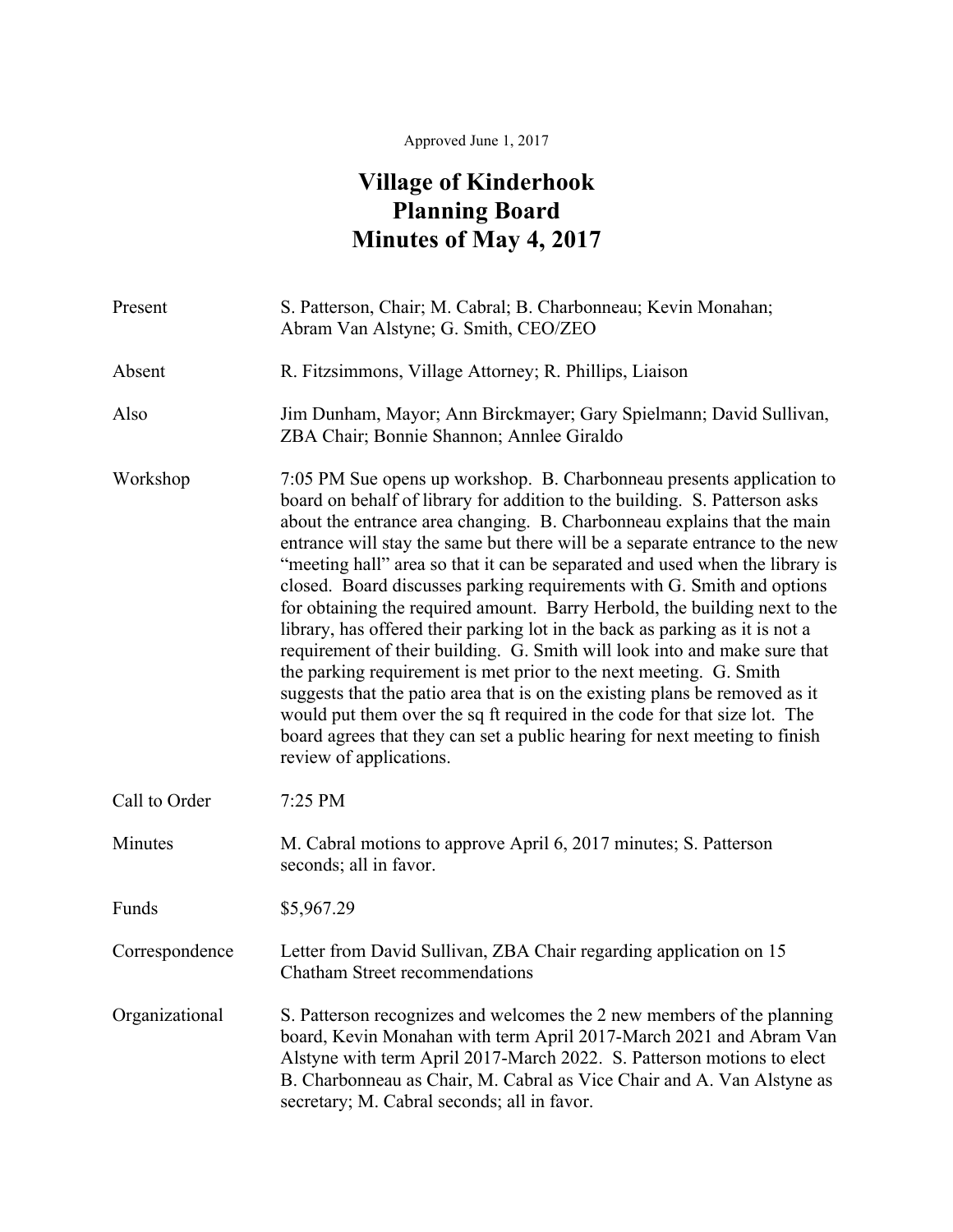Approved June 1, 2017

# Village of Kinderhook
# Planning Board
# Minutes of May 4, 2017

| | |
|---|---|
| Present | S. Patterson, Chair; M. Cabral; B. Charbonneau; Kevin Monahan; Abram Van Alstyne; G. Smith, CEO/ZEO |
| Absent | R. Fitzsimmons, Village Attorney; R. Phillips, Liaison |
| Also | Jim Dunham, Mayor; Ann Birckmayer; Gary Spielmann; David Sullivan, ZBA Chair; Bonnie Shannon; Annlee Giraldo |
| Workshop | 7:05 PM Sue opens up workshop. B. Charbonneau presents application to board on behalf of library for addition to the building. S. Patterson asks about the entrance area changing. B. Charbonneau explains that the main entrance will stay the same but there will be a separate entrance to the new "meeting hall" area so that it can be separated and used when the library is closed. Board discusses parking requirements with G. Smith and options for obtaining the required amount. Barry Herbold, the building next to the library, has offered their parking lot in the back as parking as it is not a requirement of their building. G. Smith will look into and make sure that the parking requirement is met prior to the next meeting. G. Smith suggests that the patio area that is on the existing plans be removed as it would put them over the sq ft required in the code for that size lot. The board agrees that they can set a public hearing for next meeting to finish review of applications. |
| Call to Order | 7:25 PM |
| Minutes | M. Cabral motions to approve April 6, 2017 minutes; S. Patterson seconds; all in favor. |
| Funds | $5,967.29 |
| Correspondence | Letter from David Sullivan, ZBA Chair regarding application on 15 Chatham Street recommendations |
| Organizational | S. Patterson recognizes and welcomes the 2 new members of the planning board, Kevin Monahan with term April 2017-March 2021 and Abram Van Alstyne with term April 2017-March 2022. S. Patterson motions to elect B. Charbonneau as Chair, M. Cabral as Vice Chair and A. Van Alstyne as secretary; M. Cabral seconds; all in favor. |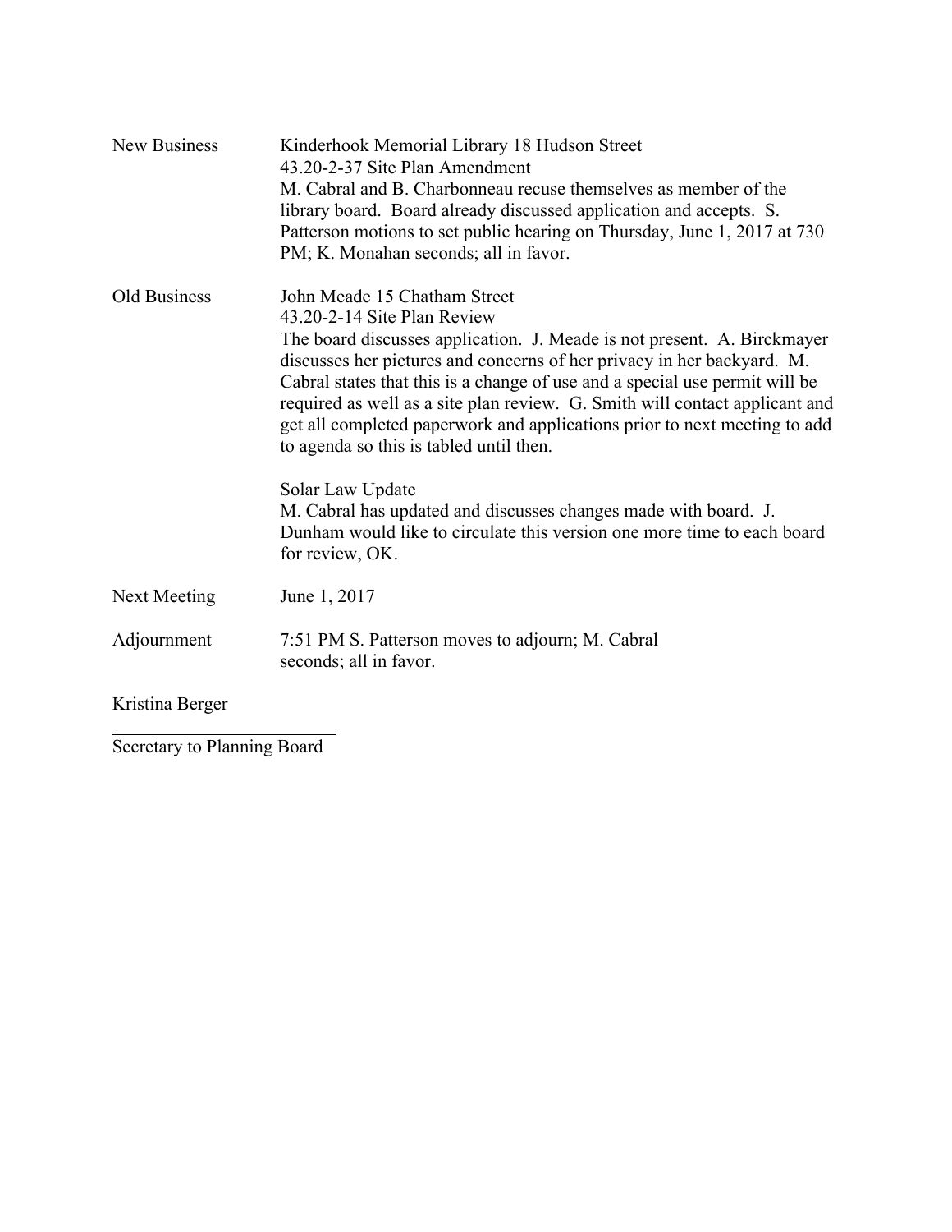**New Business** Kinderhook Memorial Library 18 Hudson Street
43.20-2-37 Site Plan Amendment
M. Cabral and B. Charbonneau recuse themselves as member of the library board. Board already discussed application and accepts. S. Patterson motions to set public hearing on Thursday, June 1, 2017 at 730 PM; K. Monahan seconds; all in favor.

**Old Business** John Meade 15 Chatham Street
43.20-2-14 Site Plan Review
The board discusses application. J. Meade is not present. A. Birckmayer discusses her pictures and concerns of her privacy in her backyard. M. Cabral states that this is a change of use and a special use permit will be required as well as a site plan review. G. Smith will contact applicant and get all completed paperwork and applications prior to next meeting to add to agenda so this is tabled until then.

Solar Law Update
M. Cabral has updated and discusses changes made with board. J. Dunham would like to circulate this version one more time to each board for review, OK.

**Next Meeting** June 1, 2017

**Adjournment** 7:51 PM S. Patterson moves to adjourn; M. Cabral seconds; all in favor.

Kristina Berger

\_\_\_\_\_\_\_\_\_\_\_\_\_\_\_\_\_\_\_\_\_\_\_\_\_\_\_\_
Secretary to Planning Board